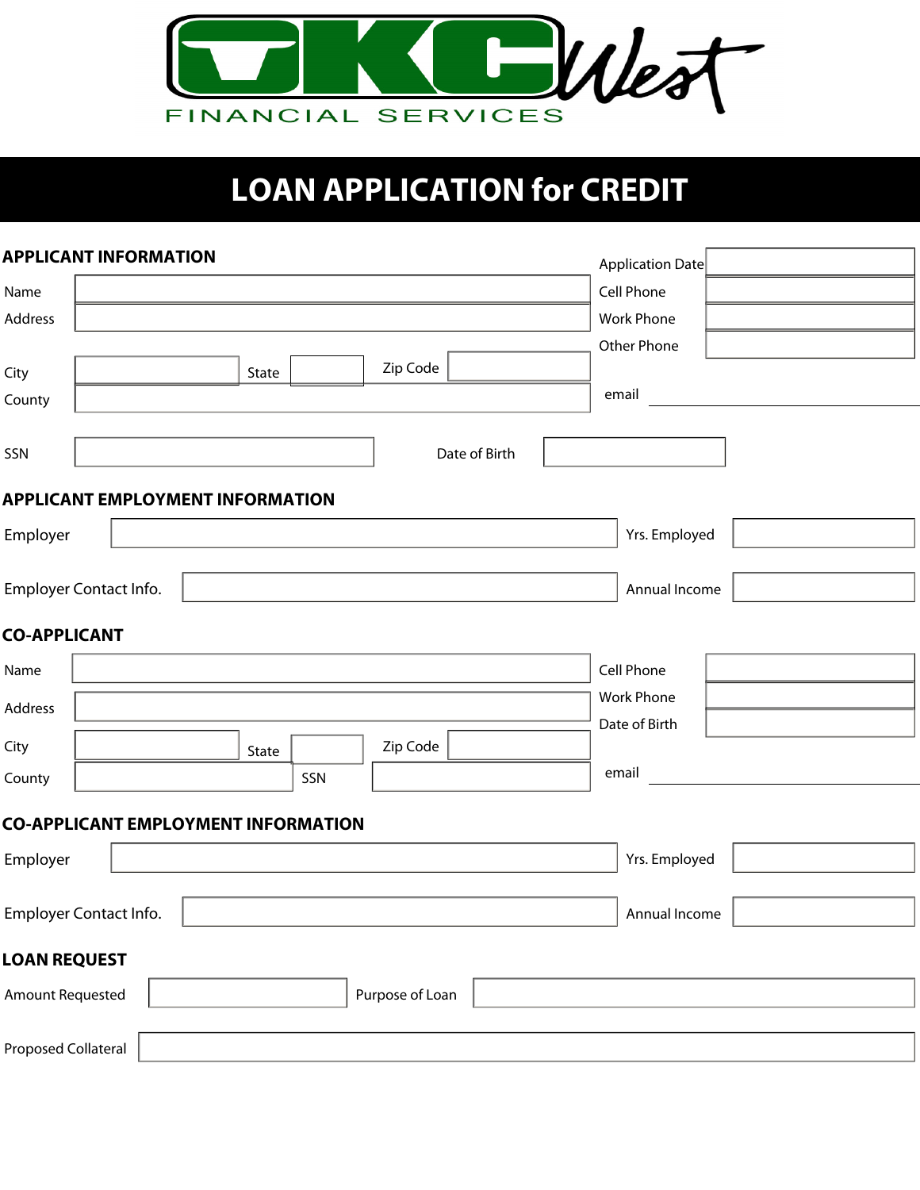OKC West

FINANCIAL SERVICES

# LOAN APPLICATION for CREDIT

## APPLICANT INFORMATION

Application Date

Name

Address

Cell Phone

Work Phone

Other Phone

City | State | Zip Code

County

email

SSN

Date of Birth

## APPLICANT EMPLOYMENT INFORMATION

Employer

Yrs. Employed

Employer Contact Info.

Annual Income

## CO-APPLICANT

Name

Cell Phone

Address

Work Phone

Date of Birth

City | State | Zip Code

County | SSN

email

## CO-APPLICANT EMPLOYMENT INFORMATION

Employer

Yrs. Employed

Employer Contact Info.

Annual Income

## LOAN REQUEST

Amount Requested

Purpose of Loan

Proposed Collateral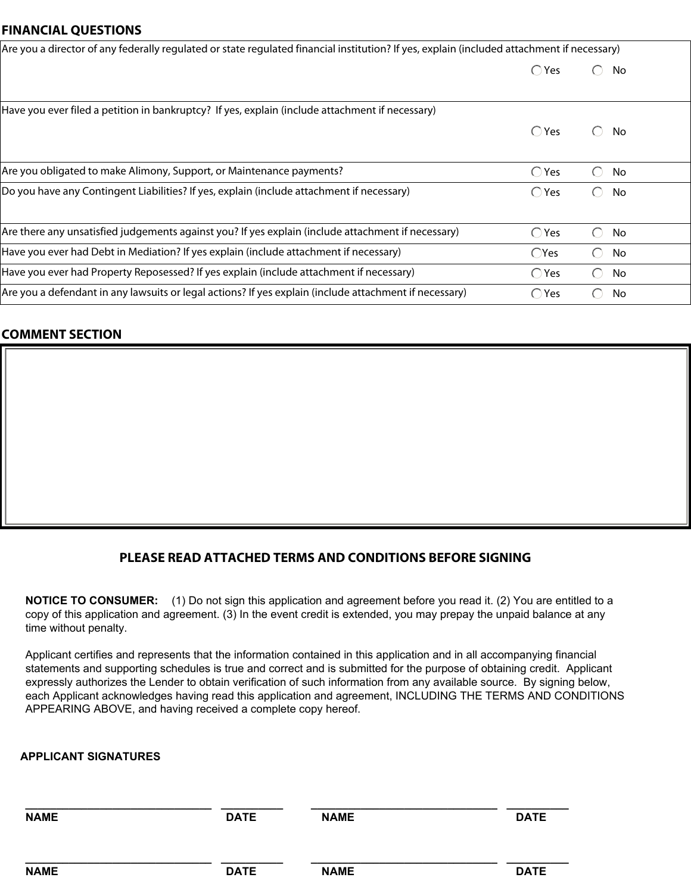## FINANCIAL QUESTIONS

| Question | Yes | No |
|---|---|---|
| Are you a director of any federally regulated or state regulated financial institution? If yes, explain (included attachment if necessary) | ◯ Yes | ◯ No |
| Have you ever filed a petition in bankruptcy? If yes, explain (include attachment if necessary) | ◯ Yes | ◯ No |
| Are you obligated to make Alimony, Support, or Maintenance payments? | ◯ Yes | ◯ No |
| Do you have any Contingent Liabilities? If yes, explain (include attachment if necessary) | ◯ Yes | ◯ No |
| Are there any unsatisfied judgements against you? If yes explain (include attachment if necessary) | ◯ Yes | ◯ No |
| Have you ever had Debt in Mediation? If yes explain (include attachment if necessary) | ◯ Yes | ◯ No |
| Have you ever had Property Reposessed? If yes explain (include attachment if necessary) | ◯ Yes | ◯ No |
| Are you a defendant in any lawsuits or legal actions? If yes explain (include attachment if necessary) | ◯ Yes | ◯ No |

## COMMENT SECTION

&nbsp;

### PLEASE READ ATTACHED TERMS AND CONDITIONS BEFORE SIGNING

**NOTICE TO CONSUMER:** (1) Do not sign this application and agreement before you read it. (2) You are entitled to a copy of this application and agreement. (3) In the event credit is extended, you may prepay the unpaid balance at any time without penalty.

Applicant certifies and represents that the information contained in this application and in all accompanying financial statements and supporting schedules is true and correct and is submitted for the purpose of obtaining credit. Applicant expressly authorizes the Lender to obtain verification of such information from any available source. By signing below, each Applicant acknowledges having read this application and agreement, INCLUDING THE TERMS AND CONDITIONS APPEARING ABOVE, and having received a complete copy hereof.

**APPLICANT SIGNATURES**

| | | | |
|---|---|---|---|
| ______________________________ | __________ | ______________________________ | __________ |
| **NAME** | **DATE** | **NAME** | **DATE** |
| ______________________________ | __________ | ______________________________ | __________ |
| **NAME** | **DATE** | **NAME** | **DATE** |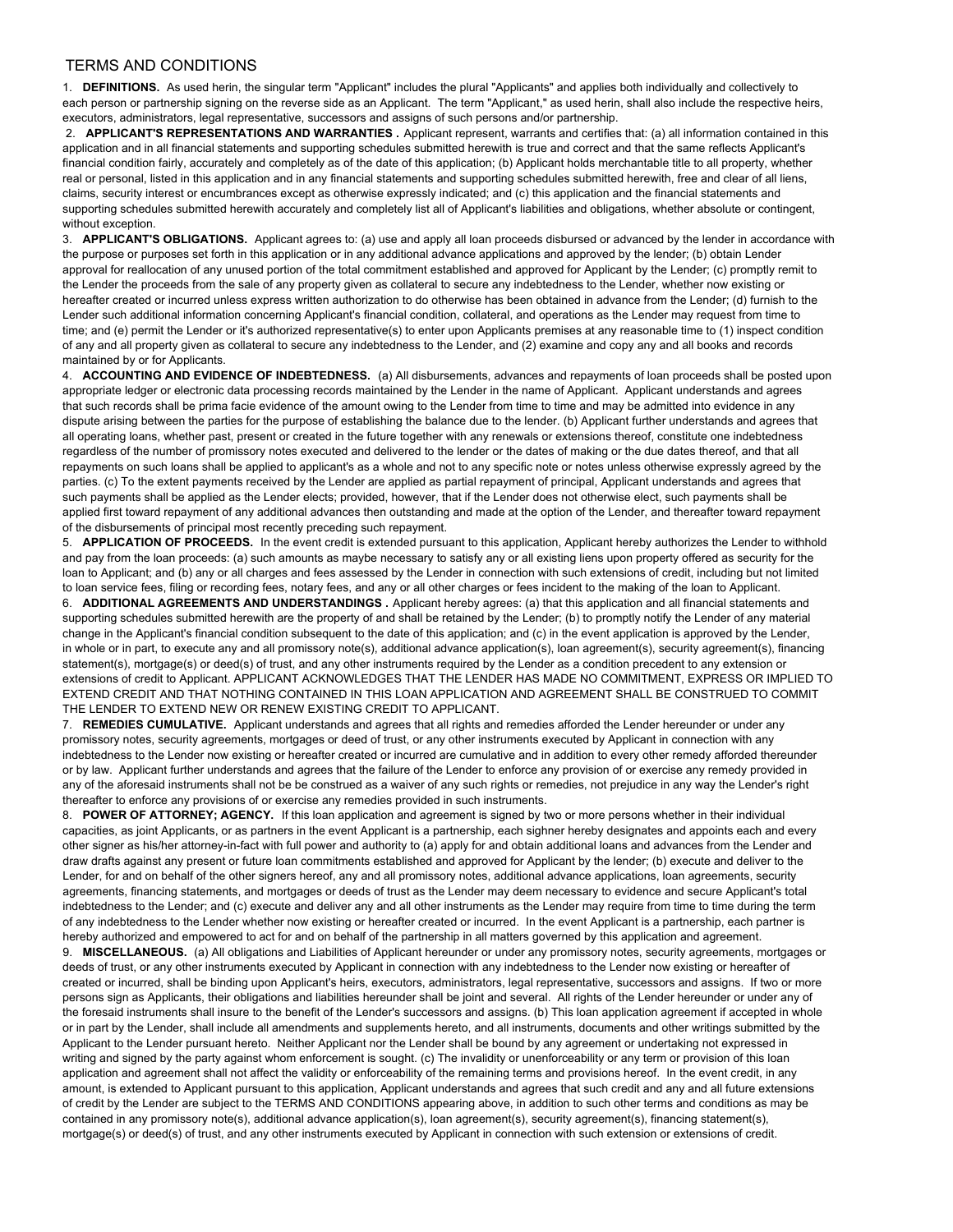# TERMS AND CONDITIONS

1. **DEFINITIONS.** As used herin, the singular term "Applicant" includes the plural "Applicants" and applies both individually and collectively to each person or partnership signing on the reverse side as an Applicant. The term "Applicant," as used herin, shall also include the respective heirs, executors, administrators, legal representative, successors and assigns of such persons and/or partnership.

2. **APPLICANT'S REPRESENTATIONS AND WARRANTIES .** Applicant represent, warrants and certifies that: (a) all information contained in this application and in all financial statements and supporting schedules submitted herewith is true and correct and that the same reflects Applicant's financial condition fairly, accurately and completely as of the date of this application; (b) Applicant holds merchantable title to all property, whether real or personal, listed in this application and in any financial statements and supporting schedules submitted herewith, free and clear of all liens, claims, security interest or encumbrances except as otherwise expressly indicated; and (c) this application and the financial statements and supporting schedules submitted herewith accurately and completely list all of Applicant's liabilities and obligations, whether absolute or contingent, without exception.

3. **APPLICANT'S OBLIGATIONS.** Applicant agrees to: (a) use and apply all loan proceeds disbursed or advanced by the lender in accordance with the purpose or purposes set forth in this application or in any additional advance applications and approved by the lender; (b) obtain Lender approval for reallocation of any unused portion of the total commitment established and approved for Applicant by the Lender; (c) promptly remit to the Lender the proceeds from the sale of any property given as collateral to secure any indebtedness to the Lender, whether now existing or hereafter created or incurred unless express written authorization to do otherwise has been obtained in advance from the Lender; (d) furnish to the Lender such additional information concerning Applicant's financial condition, collateral, and operations as the Lender may request from time to time; and (e) permit the Lender or it's authorized representative(s) to enter upon Applicants premises at any reasonable time to (1) inspect condition of any and all property given as collateral to secure any indebtedness to the Lender, and (2) examine and copy any and all books and records maintained by or for Applicants.

4. **ACCOUNTING AND EVIDENCE OF INDEBTEDNESS.** (a) All disbursements, advances and repayments of loan proceeds shall be posted upon appropriate ledger or electronic data processing records maintained by the Lender in the name of Applicant. Applicant understands and agrees that such records shall be prima facie evidence of the amount owing to the Lender from time to time and may be admitted into evidence in any dispute arising between the parties for the purpose of establishing the balance due to the lender. (b) Applicant further understands and agrees that all operating loans, whether past, present or created in the future together with any renewals or extensions thereof, constitute one indebtedness regardless of the number of promissory notes executed and delivered to the lender or the dates of making or the due dates thereof, and that all repayments on such loans shall be applied to applicant's as a whole and not to any specific note or notes unless otherwise expressly agreed by the parties. (c) To the extent payments received by the Lender are applied as partial repayment of principal, Applicant understands and agrees that such payments shall be applied as the Lender elects; provided, however, that if the Lender does not otherwise elect, such payments shall be applied first toward repayment of any additional advances then outstanding and made at the option of the Lender, and thereafter toward repayment of the disbursements of principal most recently preceding such repayment.

5. **APPLICATION OF PROCEEDS.** In the event credit is extended pursuant to this application, Applicant hereby authorizes the Lender to withhold and pay from the loan proceeds: (a) such amounts as maybe necessary to satisfy any or all existing liens upon property offered as security for the loan to Applicant; and (b) any or all charges and fees assessed by the Lender in connection with such extensions of credit, including but not limited to loan service fees, filing or recording fees, notary fees, and any or all other charges or fees incident to the making of the loan to Applicant.

6. **ADDITIONAL AGREEMENTS AND UNDERSTANDINGS .** Applicant hereby agrees: (a) that this application and all financial statements and supporting schedules submitted herewith are the property of and shall be retained by the Lender; (b) to promptly notify the Lender of any material change in the Applicant's financial condition subsequent to the date of this application; and (c) in the event application is approved by the Lender, in whole or in part, to execute any and all promissory note(s), additional advance application(s), loan agreement(s), security agreement(s), financing statement(s), mortgage(s) or deed(s) of trust, and any other instruments required by the Lender as a condition precedent to any extension or extensions of credit to Applicant. APPLICANT ACKNOWLEDGES THAT THE LENDER HAS MADE NO COMMITMENT, EXPRESS OR IMPLIED TO EXTEND CREDIT AND THAT NOTHING CONTAINED IN THIS LOAN APPLICATION AND AGREEMENT SHALL BE CONSTRUED TO COMMIT THE LENDER TO EXTEND NEW OR RENEW EXISTING CREDIT TO APPLICANT.

7. **REMEDIES CUMULATIVE.** Applicant understands and agrees that all rights and remedies afforded the Lender hereunder or under any promissory notes, security agreements, mortgages or deed of trust, or any other instruments executed by Applicant in connection with any indebtedness to the Lender now existing or hereafter created or incurred are cumulative and in addition to every other remedy afforded thereunder or by law. Applicant further understands and agrees that the failure of the Lender to enforce any provision of or exercise any remedy provided in any of the aforesaid instruments shall not be be construed as a waiver of any such rights or remedies, not prejudice in any way the Lender's right thereafter to enforce any provisions of or exercise any remedies provided in such instruments.

8. **POWER OF ATTORNEY; AGENCY.** If this loan application and agreement is signed by two or more persons whether in their individual capacities, as joint Applicants, or as partners in the event Applicant is a partnership, each sighner hereby designates and appoints each and every other signer as his/her attorney-in-fact with full power and authority to (a) apply for and obtain additional loans and advances from the Lender and draw drafts against any present or future loan commitments established and approved for Applicant by the lender; (b) execute and deliver to the Lender, for and on behalf of the other signers hereof, any and all promissory notes, additional advance applications, loan agreements, security agreements, financing statements, and mortgages or deeds of trust as the Lender may deem necessary to evidence and secure Applicant's total indebtedness to the Lender; and (c) execute and deliver any and all other instruments as the Lender may require from time to time during the term of any indebtedness to the Lender whether now existing or hereafter created or incurred. In the event Applicant is a partnership, each partner is hereby authorized and empowered to act for and on behalf of the partnership in all matters governed by this application and agreement.

9. **MISCELLANEOUS.** (a) All obligations and Liabilities of Applicant hereunder or under any promissory notes, security agreements, mortgages or deeds of trust, or any other instruments executed by Applicant in connection with any indebtedness to the Lender now existing or hereafter of created or incurred, shall be binding upon Applicant's heirs, executors, administrators, legal representative, successors and assigns. If two or more persons sign as Applicants, their obligations and liabilities hereunder shall be joint and several. All rights of the Lender hereunder or under any of the foresaid instruments shall insure to the benefit of the Lender's successors and assigns. (b) This loan application agreement if accepted in whole or in part by the Lender, shall include all amendments and supplements hereto, and all instruments, documents and other writings submitted by the Applicant to the Lender pursuant hereto. Neither Applicant nor the Lender shall be bound by any agreement or undertaking not expressed in writing and signed by the party against whom enforcement is sought. (c) The invalidity or unenforceability or any term or provision of this loan application and agreement shall not affect the validity or enforceability of the remaining terms and provisions hereof. In the event credit, in any amount, is extended to Applicant pursuant to this application, Applicant understands and agrees that such credit and any and all future extensions of credit by the Lender are subject to the TERMS AND CONDITIONS appearing above, in addition to such other terms and conditions as may be contained in any promissory note(s), additional advance application(s), loan agreement(s), security agreement(s), financing statement(s), mortgage(s) or deed(s) of trust, and any other instruments executed by Applicant in connection with such extension or extensions of credit.